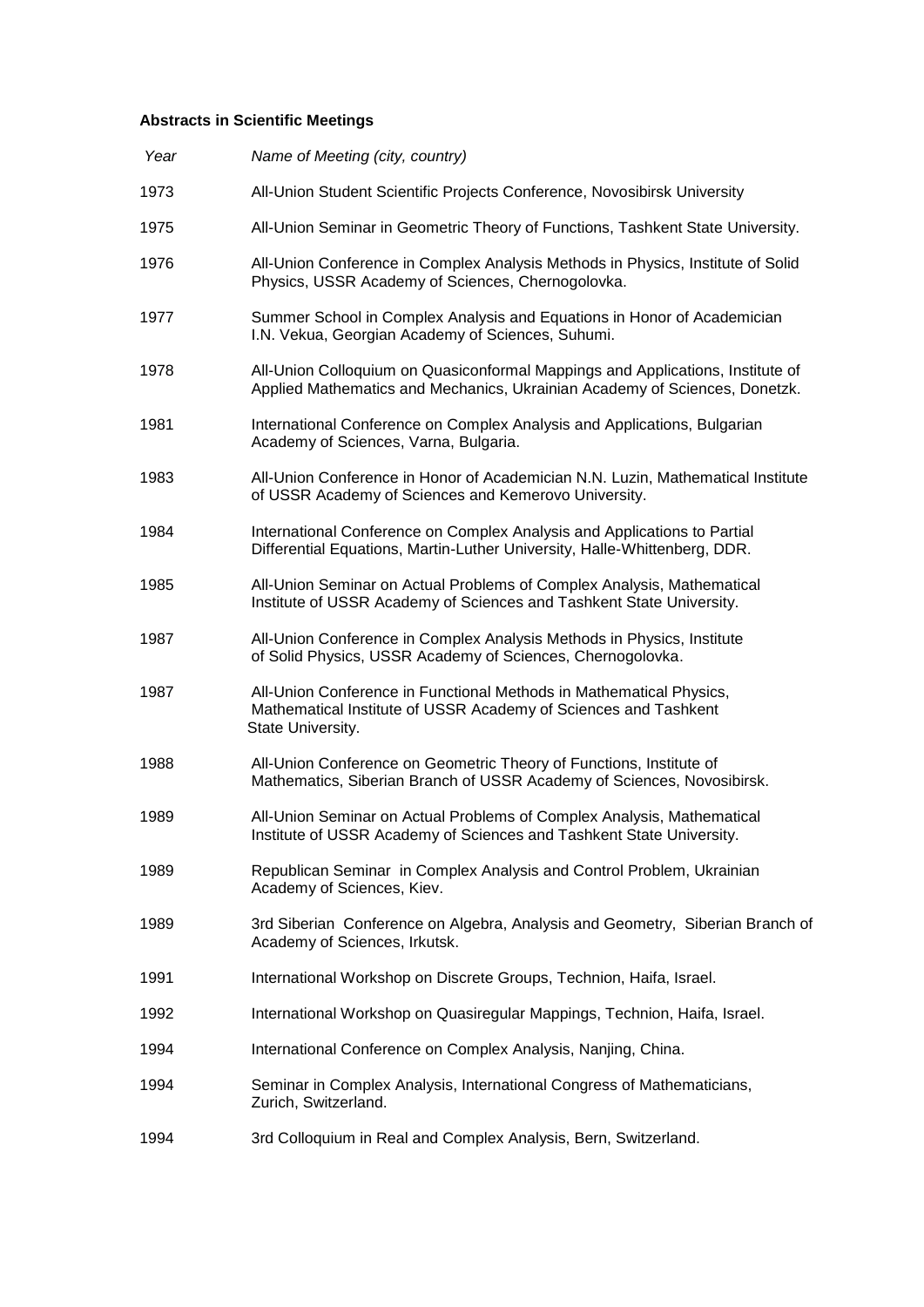**Abstracts in Scientific Meetings**

| *Year* | *Name of Meeting (city, country)* |
| --- | --- |
| 1973 | All-Union Student Scientific Projects Conference, Novosibirsk University |
| 1975 | All-Union Seminar in Geometric Theory of Functions, Tashkent State University. |
| 1976 | All-Union Conference in Complex Analysis Methods in Physics, Institute of Solid Physics, USSR Academy of Sciences, Chernogolovka. |
| 1977 | Summer School in Complex Analysis and Equations in Honor of Academician I.N. Vekua, Georgian Academy of Sciences, Suhumi. |
| 1978 | All-Union Colloquium on Quasiconformal Mappings and Applications, Institute of Applied Mathematics and Mechanics, Ukrainian Academy of Sciences, Donetzk. |
| 1981 | International Conference on Complex Analysis and Applications, Bulgarian Academy of Sciences, Varna, Bulgaria. |
| 1983 | All-Union Conference in Honor of Academician N.N. Luzin, Mathematical Institute of USSR Academy of Sciences and Kemerovo University. |
| 1984 | International Conference on Complex Analysis and Applications to Partial Differential Equations, Martin-Luther University, Halle-Whittenberg, DDR. |
| 1985 | All-Union Seminar on Actual Problems of Complex Analysis, Mathematical Institute of USSR Academy of Sciences and Tashkent State University. |
| 1987 | All-Union Conference in Complex Analysis Methods in Physics, Institute of Solid Physics, USSR Academy of Sciences, Chernogolovka. |
| 1987 | All-Union Conference in Functional Methods in Mathematical Physics, Mathematical Institute of USSR Academy of Sciences and Tashkent State University. |
| 1988 | All-Union Conference on Geometric Theory of Functions, Institute of Mathematics, Siberian Branch of USSR Academy of Sciences, Novosibirsk. |
| 1989 | All-Union Seminar on Actual Problems of Complex Analysis, Mathematical Institute of USSR Academy of Sciences and Tashkent State University. |
| 1989 | Republican Seminar in Complex Analysis and Control Problem, Ukrainian Academy of Sciences, Kiev. |
| 1989 | 3rd Siberian Conference on Algebra, Analysis and Geometry, Siberian Branch of Academy of Sciences, Irkutsk. |
| 1991 | International Workshop on Discrete Groups, Technion, Haifa, Israel. |
| 1992 | International Workshop on Quasiregular Mappings, Technion, Haifa, Israel. |
| 1994 | International Conference on Complex Analysis, Nanjing, China. |
| 1994 | Seminar in Complex Analysis, International Congress of Mathematicians, Zurich, Switzerland. |
| 1994 | 3rd Colloquium in Real and Complex Analysis, Bern, Switzerland. |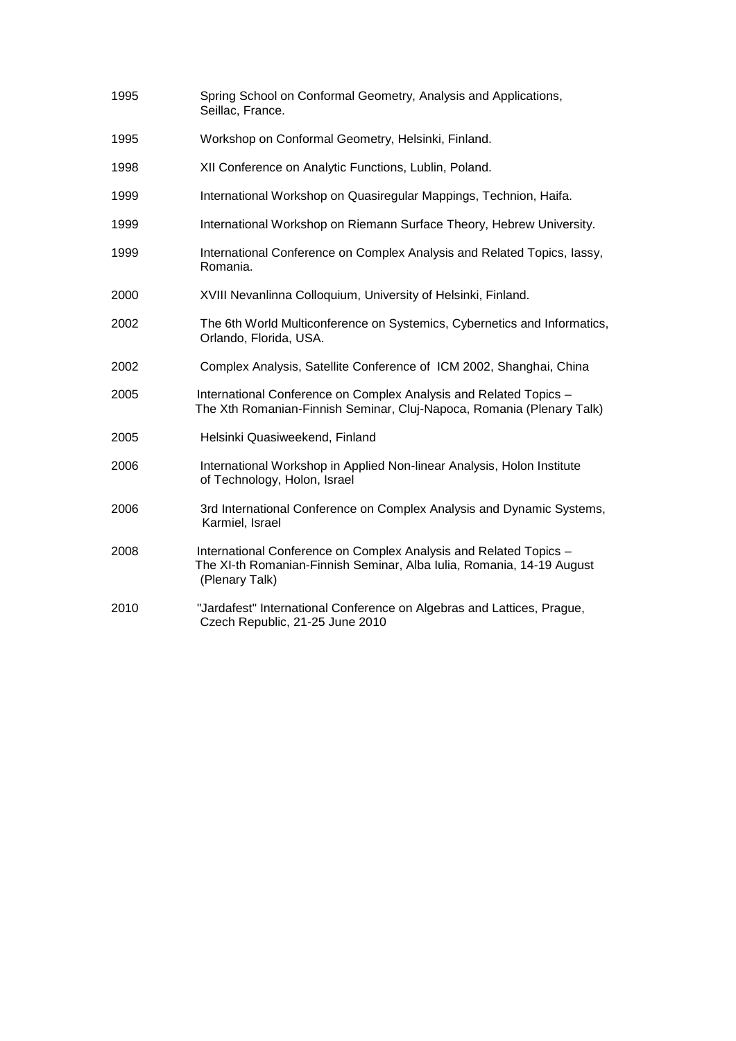1995 Spring School on Conformal Geometry, Analysis and Applications, Seillac, France.

1995 Workshop on Conformal Geometry, Helsinki, Finland.

1998 XII Conference on Analytic Functions, Lublin, Poland.

1999 International Workshop on Quasiregular Mappings, Technion, Haifa.

1999 International Workshop on Riemann Surface Theory, Hebrew University.

1999 International Conference on Complex Analysis and Related Topics, Iassy, Romania.

2000 XVIII Nevanlinna Colloquium, University of Helsinki, Finland.

2002 The 6th World Multiconference on Systemics, Cybernetics and Informatics, Orlando, Florida, USA.

2002 Complex Analysis, Satellite Conference of ICM 2002, Shanghai, China

2005 International Conference on Complex Analysis and Related Topics – The Xth Romanian-Finnish Seminar, Cluj-Napoca, Romania (Plenary Talk)

2005 Helsinki Quasiweekend, Finland

2006 International Workshop in Applied Non-linear Analysis, Holon Institute of Technology, Holon, Israel

2006 3rd International Conference on Complex Analysis and Dynamic Systems, Karmiel, Israel

2008 International Conference on Complex Analysis and Related Topics – The XI-th Romanian-Finnish Seminar, Alba Iulia, Romania, 14-19 August (Plenary Talk)

2010 "Jardafest" International Conference on Algebras and Lattices, Prague, Czech Republic, 21-25 June 2010